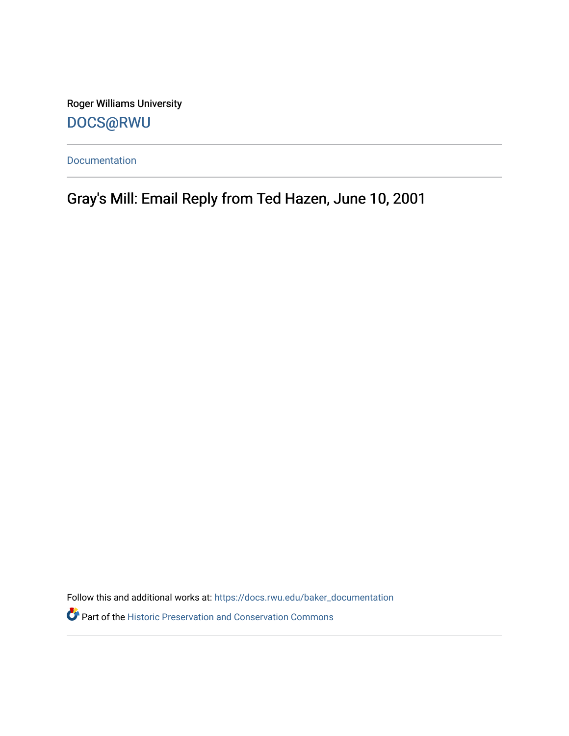Roger Williams University

DOCS@RWU

Documentation

# Gray's Mill: Email Reply from Ted Hazen, June 10, 2001

Follow this and additional works at: https://docs.rwu.edu/baker_documentation

Part of the Historic Preservation and Conservation Commons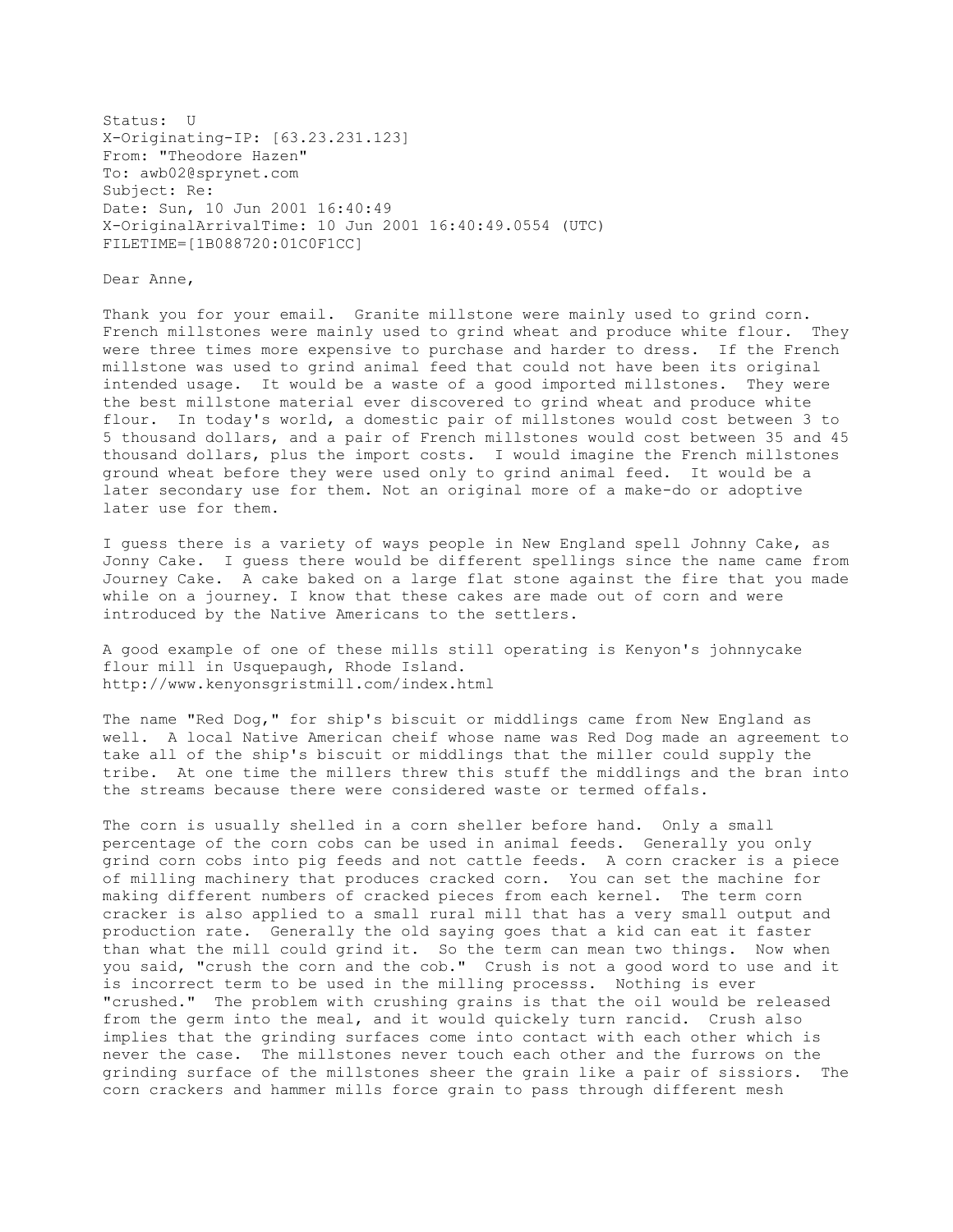Status: U
X-Originating-IP: [63.23.231.123]
From: "Theodore Hazen"
To: awb02@sprynet.com
Subject: Re:
Date: Sun, 10 Jun 2001 16:40:49
X-OriginalArrivalTime: 10 Jun 2001 16:40:49.0554 (UTC)
FILETIME=[1B088720:01C0F1CC]

Dear Anne,

Thank you for your email. Granite millstone were mainly used to grind corn. French millstones were mainly used to grind wheat and produce white flour. They were three times more expensive to purchase and harder to dress. If the French millstone was used to grind animal feed that could not have been its original intended usage. It would be a waste of a good imported millstones. They were the best millstone material ever discovered to grind wheat and produce white flour. In today's world, a domestic pair of millstones would cost between 3 to 5 thousand dollars, and a pair of French millstones would cost between 35 and 45 thousand dollars, plus the import costs. I would imagine the French millstones ground wheat before they were used only to grind animal feed. It would be a later secondary use for them. Not an original more of a make-do or adoptive later use for them.

I guess there is a variety of ways people in New England spell Johnny Cake, as Jonny Cake. I guess there would be different spellings since the name came from Journey Cake. A cake baked on a large flat stone against the fire that you made while on a journey. I know that these cakes are made out of corn and were introduced by the Native Americans to the settlers.

A good example of one of these mills still operating is Kenyon's johnnycake flour mill in Usquepaugh, Rhode Island.
http://www.kenyonsgristmill.com/index.html

The name "Red Dog," for ship's biscuit or middlings came from New England as well. A local Native American cheif whose name was Red Dog made an agreement to take all of the ship's biscuit or middlings that the miller could supply the tribe. At one time the millers threw this stuff the middlings and the bran into the streams because there were considered waste or termed offals.

The corn is usually shelled in a corn sheller before hand. Only a small percentage of the corn cobs can be used in animal feeds. Generally you only grind corn cobs into pig feeds and not cattle feeds. A corn cracker is a piece of milling machinery that produces cracked corn. You can set the machine for making different numbers of cracked pieces from each kernel. The term corn cracker is also applied to a small rural mill that has a very small output and production rate. Generally the old saying goes that a kid can eat it faster than what the mill could grind it. So the term can mean two things. Now when you said, "crush the corn and the cob." Crush is not a good word to use and it is incorrect term to be used in the milling processs. Nothing is ever "crushed." The problem with crushing grains is that the oil would be released from the germ into the meal, and it would quickely turn rancid. Crush also implies that the grinding surfaces come into contact with each other which is never the case. The millstones never touch each other and the furrows on the grinding surface of the millstones sheer the grain like a pair of sissiors. The corn crackers and hammer mills force grain to pass through different mesh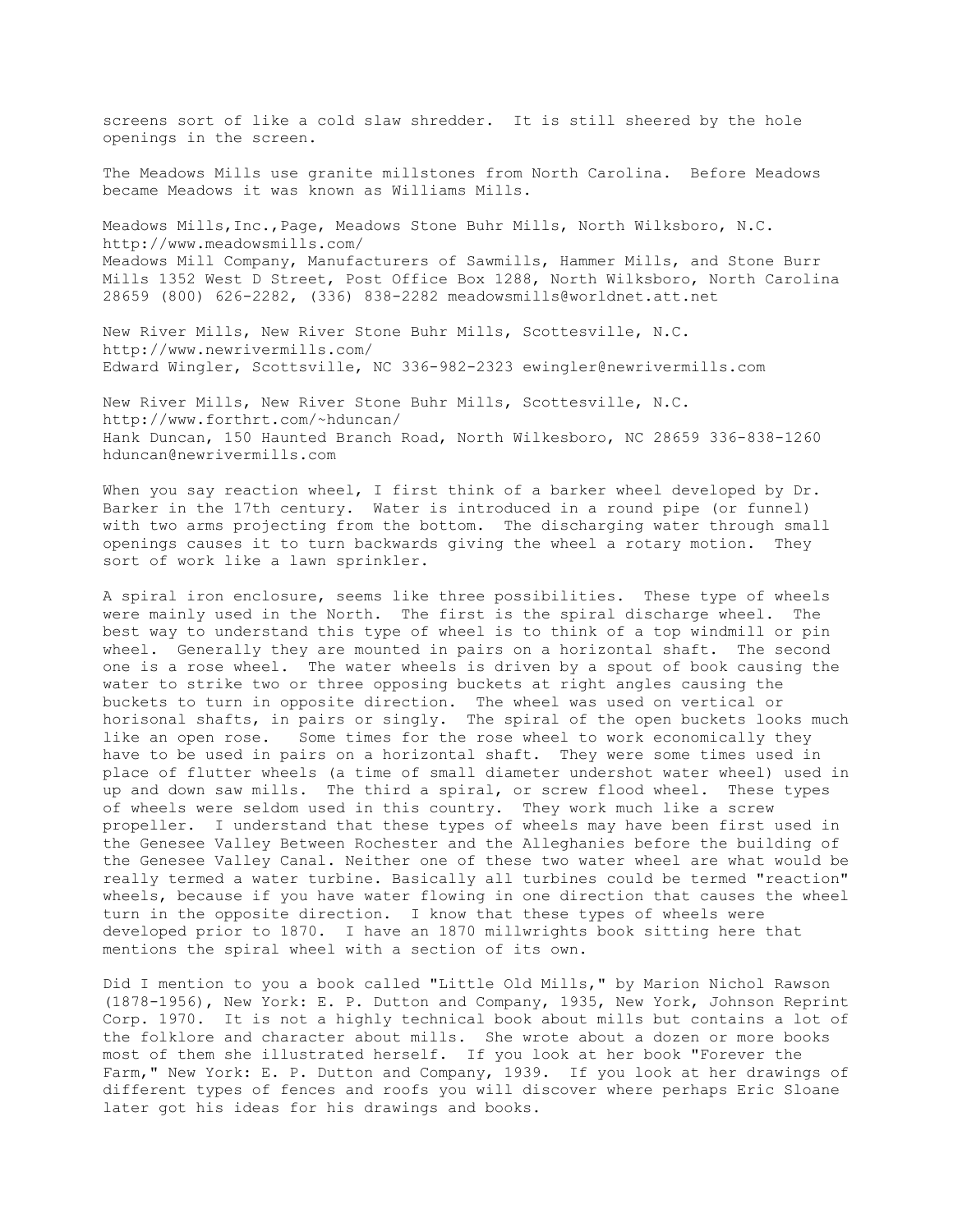screens sort of like a cold slaw shredder. It is still sheered by the hole openings in the screen.

The Meadows Mills use granite millstones from North Carolina. Before Meadows became Meadows it was known as Williams Mills.

Meadows Mills,Inc.,Page, Meadows Stone Buhr Mills, North Wilksboro, N.C. http://www.meadowsmills.com/
Meadows Mill Company, Manufacturers of Sawmills, Hammer Mills, and Stone Burr Mills 1352 West D Street, Post Office Box 1288, North Wilksboro, North Carolina 28659 (800) 626-2282, (336) 838-2282 meadowsmills@worldnet.att.net

New River Mills, New River Stone Buhr Mills, Scottesville, N.C. http://www.newrivermills.com/
Edward Wingler, Scottsville, NC 336-982-2323 ewingler@newrivermills.com

New River Mills, New River Stone Buhr Mills, Scottesville, N.C. http://www.forthrt.com/~hduncan/
Hank Duncan, 150 Haunted Branch Road, North Wilkesboro, NC 28659 336-838-1260 hduncan@newrivermills.com

When you say reaction wheel, I first think of a barker wheel developed by Dr. Barker in the 17th century. Water is introduced in a round pipe (or funnel) with two arms projecting from the bottom. The discharging water through small openings causes it to turn backwards giving the wheel a rotary motion. They sort of work like a lawn sprinkler.

A spiral iron enclosure, seems like three possibilities. These type of wheels were mainly used in the North. The first is the spiral discharge wheel. The best way to understand this type of wheel is to think of a top windmill or pin wheel. Generally they are mounted in pairs on a horizontal shaft. The second one is a rose wheel. The water wheels is driven by a spout of book causing the water to strike two or three opposing buckets at right angles causing the buckets to turn in opposite direction. The wheel was used on vertical or horisonal shafts, in pairs or singly. The spiral of the open buckets looks much like an open rose. Some times for the rose wheel to work economically they have to be used in pairs on a horizontal shaft. They were some times used in place of flutter wheels (a time of small diameter undershot water wheel) used in up and down saw mills. The third a spiral, or screw flood wheel. These types of wheels were seldom used in this country. They work much like a screw propeller. I understand that these types of wheels may have been first used in the Genesee Valley Between Rochester and the Alleghanies before the building of the Genesee Valley Canal. Neither one of these two water wheel are what would be really termed a water turbine. Basically all turbines could be termed "reaction" wheels, because if you have water flowing in one direction that causes the wheel turn in the opposite direction. I know that these types of wheels were developed prior to 1870. I have an 1870 millwrights book sitting here that mentions the spiral wheel with a section of its own.

Did I mention to you a book called "Little Old Mills," by Marion Nichol Rawson (1878-1956), New York: E. P. Dutton and Company, 1935, New York, Johnson Reprint Corp. 1970. It is not a highly technical book about mills but contains a lot of the folklore and character about mills. She wrote about a dozen or more books most of them she illustrated herself. If you look at her book "Forever the Farm," New York: E. P. Dutton and Company, 1939. If you look at her drawings of different types of fences and roofs you will discover where perhaps Eric Sloane later got his ideas for his drawings and books.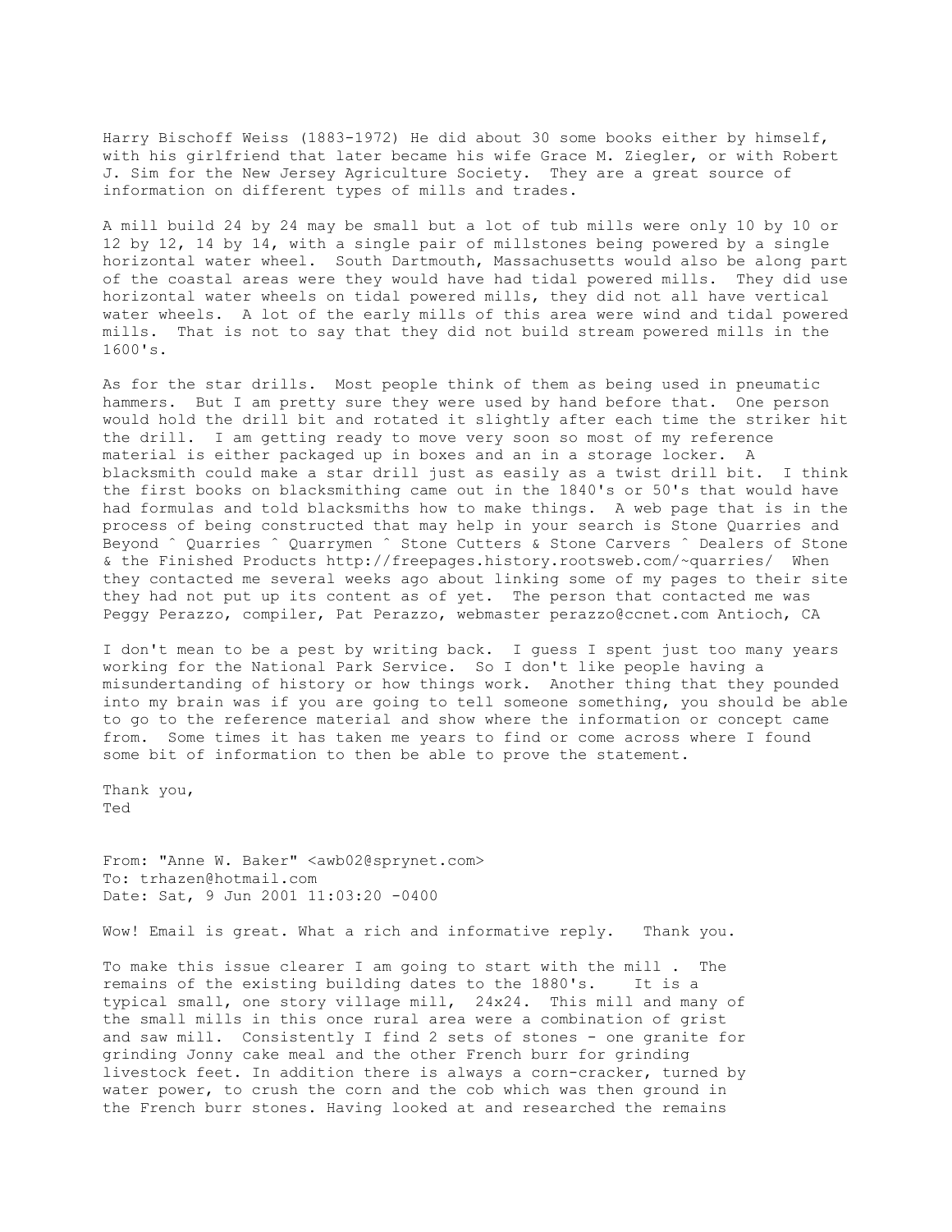Harry Bischoff Weiss (1883-1972) He did about 30 some books either by himself, with his girlfriend that later became his wife Grace M. Ziegler, or with Robert J. Sim for the New Jersey Agriculture Society. They are a great source of information on different types of mills and trades.

A mill build 24 by 24 may be small but a lot of tub mills were only 10 by 10 or 12 by 12, 14 by 14, with a single pair of millstones being powered by a single horizontal water wheel. South Dartmouth, Massachusetts would also be along part of the coastal areas were they would have had tidal powered mills. They did use horizontal water wheels on tidal powered mills, they did not all have vertical water wheels. A lot of the early mills of this area were wind and tidal powered mills. That is not to say that they did not build stream powered mills in the 1600's.

As for the star drills. Most people think of them as being used in pneumatic hammers. But I am pretty sure they were used by hand before that. One person would hold the drill bit and rotated it slightly after each time the striker hit the drill. I am getting ready to move very soon so most of my reference material is either packaged up in boxes and an in a storage locker. A blacksmith could make a star drill just as easily as a twist drill bit. I think the first books on blacksmithing came out in the 1840's or 50's that would have had formulas and told blacksmiths how to make things. A web page that is in the process of being constructed that may help in your search is Stone Quarries and Beyond ˆ Quarries ˆ Quarrymen ˆ Stone Cutters & Stone Carvers ˆ Dealers of Stone & the Finished Products http://freepages.history.rootsweb.com/~quarries/ When they contacted me several weeks ago about linking some of my pages to their site they had not put up its content as of yet. The person that contacted me was Peggy Perazzo, compiler, Pat Perazzo, webmaster perazzo@ccnet.com Antioch, CA

I don't mean to be a pest by writing back. I guess I spent just too many years working for the National Park Service. So I don't like people having a misundertanding of history or how things work. Another thing that they pounded into my brain was if you are going to tell someone something, you should be able to go to the reference material and show where the information or concept came from. Some times it has taken me years to find or come across where I found some bit of information to then be able to prove the statement.

Thank you,
Ted

From: "Anne W. Baker" <awb02@sprynet.com>
To: trhazen@hotmail.com
Date: Sat, 9 Jun 2001 11:03:20 -0400

Wow! Email is great. What a rich and informative reply. Thank you.

To make this issue clearer I am going to start with the mill . The remains of the existing building dates to the 1880's. It is a typical small, one story village mill, 24x24. This mill and many of the small mills in this once rural area were a combination of grist and saw mill. Consistently I find 2 sets of stones - one granite for grinding Jonny cake meal and the other French burr for grinding livestock feet. In addition there is always a corn-cracker, turned by water power, to crush the corn and the cob which was then ground in the French burr stones. Having looked at and researched the remains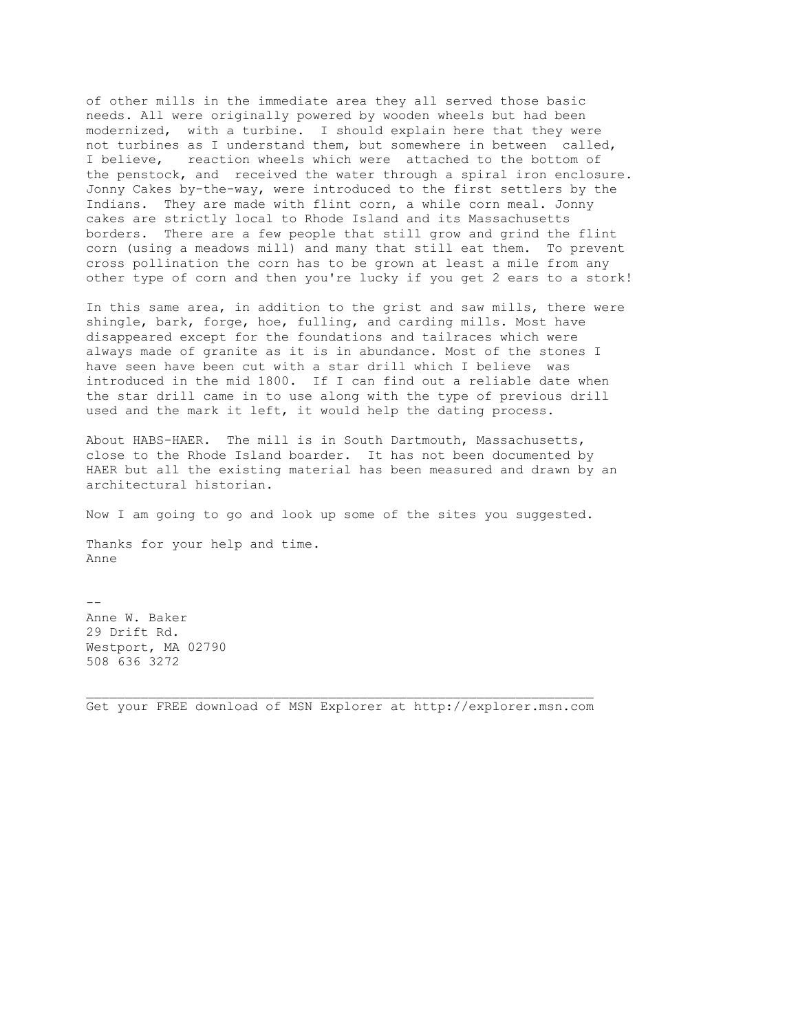of other mills in the immediate area they all served those basic needs. All were originally powered by wooden wheels but had been modernized, with a turbine. I should explain here that they were not turbines as I understand them, but somewhere in between called, I believe, reaction wheels which were attached to the bottom of the penstock, and received the water through a spiral iron enclosure. Jonny Cakes by-the-way, were introduced to the first settlers by the Indians. They are made with flint corn, a while corn meal. Jonny cakes are strictly local to Rhode Island and its Massachusetts borders. There are a few people that still grow and grind the flint corn (using a meadows mill) and many that still eat them. To prevent cross pollination the corn has to be grown at least a mile from any other type of corn and then you're lucky if you get 2 ears to a stork!

In this same area, in addition to the grist and saw mills, there were shingle, bark, forge, hoe, fulling, and carding mills. Most have disappeared except for the foundations and tailraces which were always made of granite as it is in abundance. Most of the stones I have seen have been cut with a star drill which I believe was introduced in the mid 1800. If I can find out a reliable date when the star drill came in to use along with the type of previous drill used and the mark it left, it would help the dating process.

About HABS-HAER. The mill is in South Dartmouth, Massachusetts, close to the Rhode Island boarder. It has not been documented by HAER but all the existing material has been measured and drawn by an architectural historian.

Now I am going to go and look up some of the sites you suggested.

Thanks for your help and time.
Anne

--
Anne W. Baker
29 Drift Rd.
Westport, MA 02790
508 636 3272

---

Get your FREE download of MSN Explorer at http://explorer.msn.com